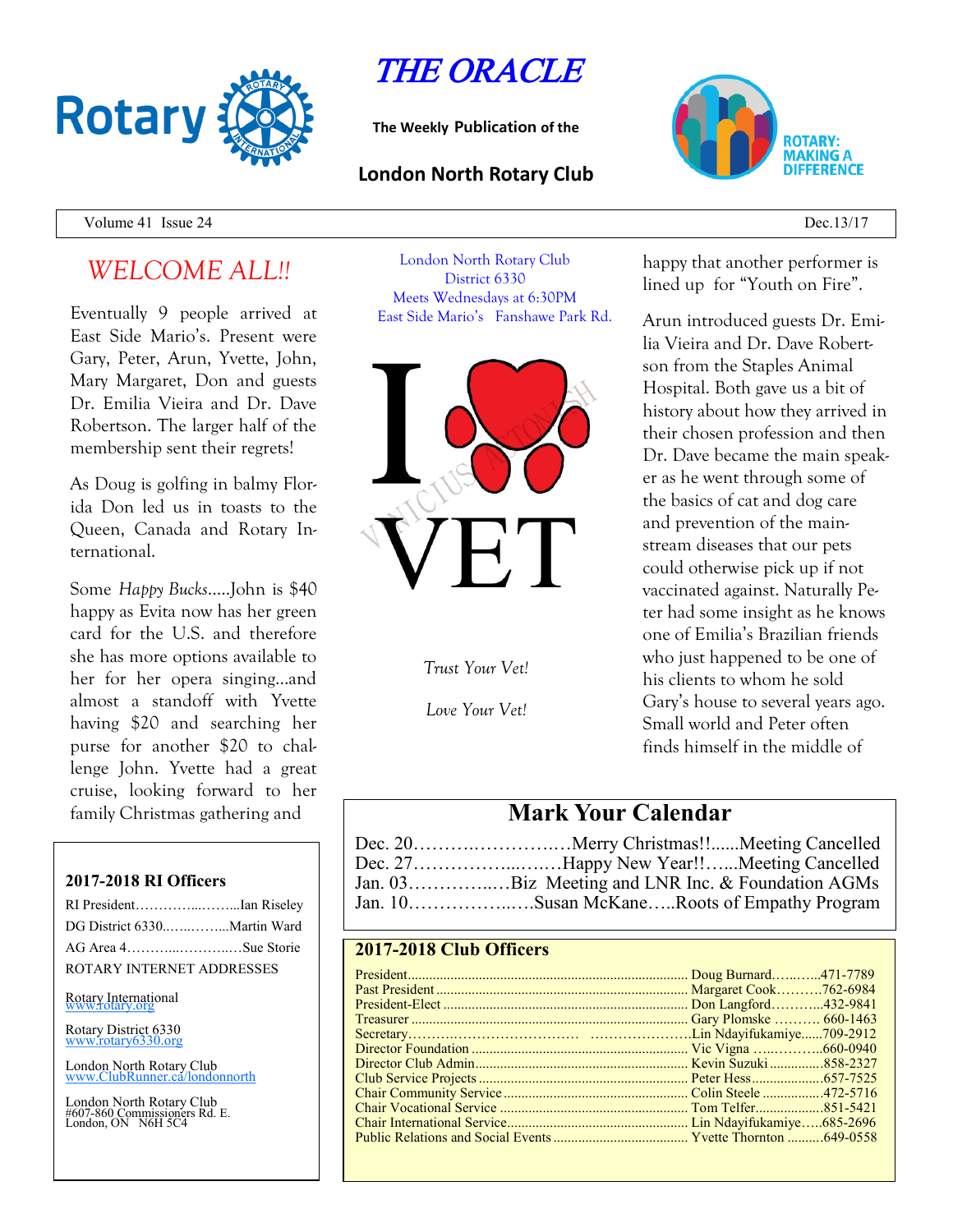# THE ORACLE

**The Weekly Publication of the**

**London North Rotary Club**

Volume 41 Issue 24 — Dec.13/17

## WELCOME ALL!!

Eventually 9 people arrived at East Side Mario's. Present were Gary, Peter, Arun, Yvette, John, Mary Margaret, Don and guests Dr. Emilia Vieira and Dr. Dave Robertson. The larger half of the membership sent their regrets!

As Doug is golfing in balmy Florida Don led us in toasts to the Queen, Canada and Rotary International.

Some *Happy Bucks*.....John is $40 happy as Evita now has her green card for the U.S. and therefore she has more options available to her for her opera singing...and almost a standoff with Yvette having $20 and searching her purse for another $20 to challenge John. Yvette had a great cruise, looking forward to her family Christmas gathering and happy that another performer is lined up for "Youth on Fire".

Arun introduced guests Dr. Emilia Vieira and Dr. Dave Robertson from the Staples Animal Hospital. Both gave us a bit of history about how they arrived in their chosen profession and then Dr. Dave became the main speaker as he went through some of the basics of cat and dog care and prevention of the mainstream diseases that our pets could otherwise pick up if not vaccinated against. Naturally Peter had some insight as he knows one of Emilia's Brazilian friends who just happened to be one of his clients to whom he sold Gary's house to several years ago. Small world and Peter often finds himself in the middle of

London North Rotary Club
District 6330
Meets Wednesdays at 6:30PM
East Side Mario's Fanshawe Park Rd.

I ♥ VET

*Trust Your Vet!*

*Love Your Vet!*

## Mark Your Calendar

Dec. 20……………………….Merry Christmas!!......Meeting Cancelled
Dec. 27……………………..Happy New Year!!…...Meeting Cancelled
Jan. 03……………..Biz Meeting and LNR Inc. & Foundation AGMs
Jan. 10………………..Susan McKane…..Roots of Empathy Program

### 2017-2018 RI Officers

RI President……………...Ian Riseley
DG District 6330……………..Martin Ward
AG Area 4……………………Sue Storie

ROTARY INTERNET ADDRESSES

Rotary International
www.rotary.org

Rotary District 6330
www.rotary6330.org

London North Rotary Club
www.ClubRunner.ca/londonnorth

London North Rotary Club
#607-860 Commissioners Rd. E.
London, ON N6H 5C4

### 2017-2018 Club Officers

| Position | Name | Phone |
|---|---|---|
| President | Doug Burnard | 471-7789 |
| Past President | Margaret Cook | 762-6984 |
| President-Elect | Don Langford | 432-9841 |
| Treasurer | Gary Plomske | 660-1463 |
| Secretary | Lin Ndayifukamiye | 709-2912 |
| Director Foundation | Vic Vigna | 660-0940 |
| Director Club Admin | Kevin Suzuki | 858-2327 |
| Club Service Projects | Peter Hess | 657-7525 |
| Chair Community Service | Colin Steele | 472-5716 |
| Chair Vocational Service | Tom Telfer | 851-5421 |
| Chair International Service | Lin Ndayifukamiye | 685-2696 |
| Public Relations and Social Events | Yvette Thornton | 649-0558 |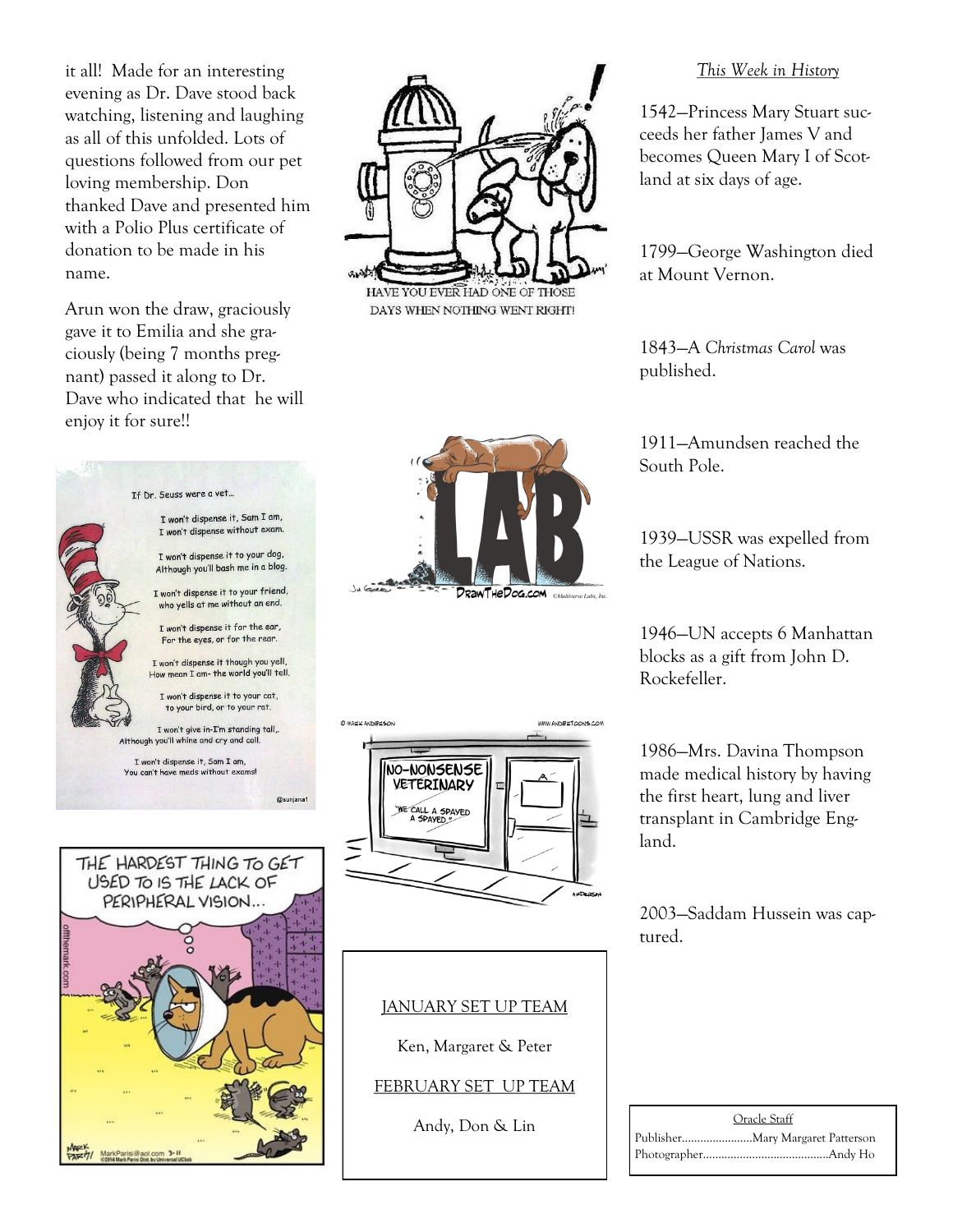it all! Made for an interesting evening as Dr. Dave stood back watching, listening and laughing as all of this unfolded. Lots of questions followed from our pet loving membership. Don thanked Dave and presented him with a Polio Plus certificate of donation to be made in his name.

Arun won the draw, graciously gave it to Emilia and she graciously (being 7 months pregnant) passed it along to Dr. Dave who indicated that he will enjoy it for sure!!

HAVE YOU EVER HAD ONE OF THOSE DAYS WHEN NOTHING WENT RIGHT!

If Dr. Seuss were a vet...

I won't dispense it, Sam I am,
I won't dispense without exam.

I won't dispense it to your dog,
Although you'll bash me in a blog.

I won't dispense it to your friend,
who yells at me without an end.

I won't dispense it for the ear,
For the eyes, or for the rear.

I won't dispense it though you yell,
How mean I am- the world you'll tell.

I won't dispense it to your cat,
to your bird, or to your rat.

I won't give in-I'm standing tall,
Although you'll whine and cry and call.

I won't dispense it, Sam I am,
You can't have meds without exams!

THE HARDEST THING TO GET USED TO IS THE LACK OF PERIPHERAL VISION...

JANUARY SET UP TEAM

Ken, Margaret & Peter

FEBRUARY SET UP TEAM

Andy, Don & Lin

*This Week in History*

1542—Princess Mary Stuart succeeds her father James V and becomes Queen Mary I of Scotland at six days of age.

1799—George Washington died at Mount Vernon.

1843—A *Christmas Carol* was published.

1911—Amundsen reached the South Pole.

1939—USSR was expelled from the League of Nations.

1946—UN accepts 6 Manhattan blocks as a gift from John D. Rockefeller.

1986—Mrs. Davina Thompson made medical history by having the first heart, lung and liver transplant in Cambridge England.

2003—Saddam Hussein was captured.

Oracle Staff

Publisher.......................Mary Margaret Patterson
Photographer.........................................Andy Ho